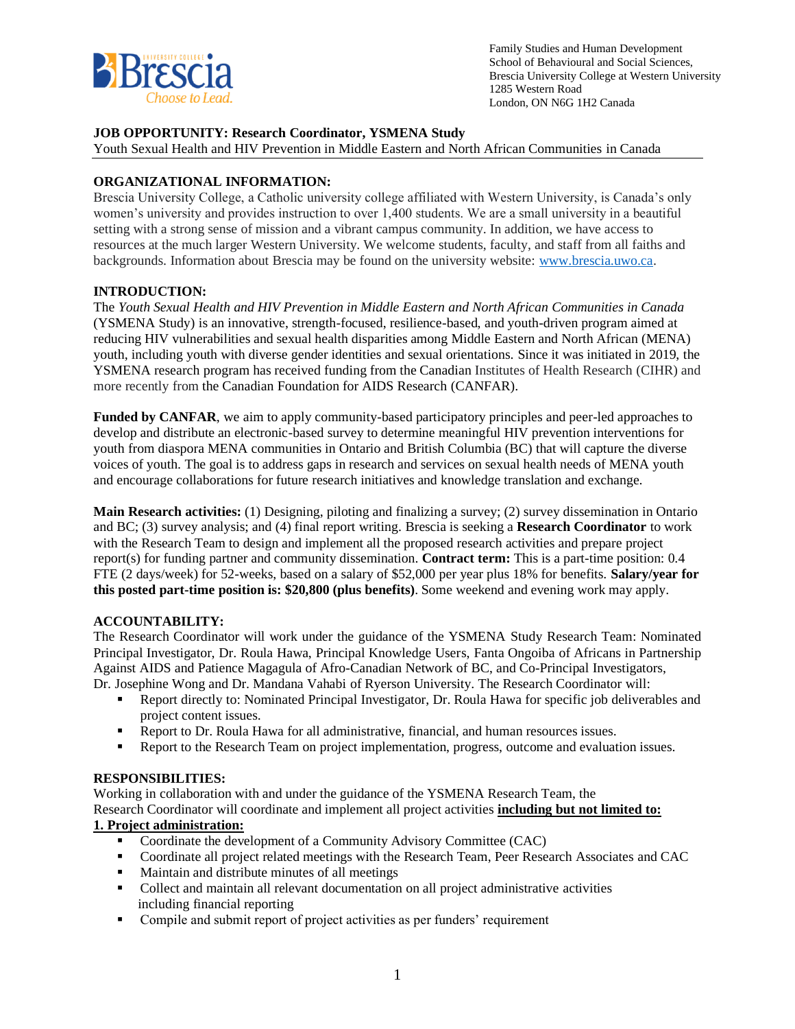Family Studies and Human Development
School of Behavioural and Social Sciences,
Brescia University College at Western University
1285 Western Road
London, ON N6G 1H2 Canada

**JOB OPPORTUNITY: Research Coordinator, YSMENA Study**
Youth Sexual Health and HIV Prevention in Middle Eastern and North African Communities in Canada

**ORGANIZATIONAL INFORMATION:**
Brescia University College, a Catholic university college affiliated with Western University, is Canada's only women's university and provides instruction to over 1,400 students. We are a small university in a beautiful setting with a strong sense of mission and a vibrant campus community. In addition, we have access to resources at the much larger Western University. We welcome students, faculty, and staff from all faiths and backgrounds. Information about Brescia may be found on the university website: www.brescia.uwo.ca.

**INTRODUCTION:**
The *Youth Sexual Health and HIV Prevention in Middle Eastern and North African Communities in Canada* (YSMENA Study) is an innovative, strength-focused, resilience-based, and youth-driven program aimed at reducing HIV vulnerabilities and sexual health disparities among Middle Eastern and North African (MENA) youth, including youth with diverse gender identities and sexual orientations. Since it was initiated in 2019, the YSMENA research program has received funding from the Canadian Institutes of Health Research (CIHR) and more recently from the Canadian Foundation for AIDS Research (CANFAR).

**Funded by CANFAR**, we aim to apply community-based participatory principles and peer-led approaches to develop and distribute an electronic-based survey to determine meaningful HIV prevention interventions for youth from diaspora MENA communities in Ontario and British Columbia (BC) that will capture the diverse voices of youth. The goal is to address gaps in research and services on sexual health needs of MENA youth and encourage collaborations for future research initiatives and knowledge translation and exchange.

**Main Research activities:** (1) Designing, piloting and finalizing a survey; (2) survey dissemination in Ontario and BC; (3) survey analysis; and (4) final report writing. Brescia is seeking a **Research Coordinator** to work with the Research Team to design and implement all the proposed research activities and prepare project report(s) for funding partner and community dissemination. **Contract term:** This is a part-time position: 0.4 FTE (2 days/week) for 52-weeks, based on a salary of $52,000 per year plus 18% for benefits. **Salary/year for this posted part-time position is: $20,800 (plus benefits)**. Some weekend and evening work may apply.

**ACCOUNTABILITY:**
The Research Coordinator will work under the guidance of the YSMENA Study Research Team: Nominated Principal Investigator, Dr. Roula Hawa, Principal Knowledge Users, Fanta Ongoiba of Africans in Partnership Against AIDS and Patience Magagula of Afro-Canadian Network of BC, and Co-Principal Investigators, Dr. Josephine Wong and Dr. Mandana Vahabi of Ryerson University. The Research Coordinator will:

- Report directly to: Nominated Principal Investigator, Dr. Roula Hawa for specific job deliverables and project content issues.
- Report to Dr. Roula Hawa for all administrative, financial, and human resources issues.
- Report to the Research Team on project implementation, progress, outcome and evaluation issues.

**RESPONSIBILITIES:**
Working in collaboration with and under the guidance of the YSMENA Research Team, the Research Coordinator will coordinate and implement all project activities **including but not limited to:**

**1. Project administration:**

- Coordinate the development of a Community Advisory Committee (CAC)
- Coordinate all project related meetings with the Research Team, Peer Research Associates and CAC
- Maintain and distribute minutes of all meetings
- Collect and maintain all relevant documentation on all project administrative activities including financial reporting
- Compile and submit report of project activities as per funders' requirement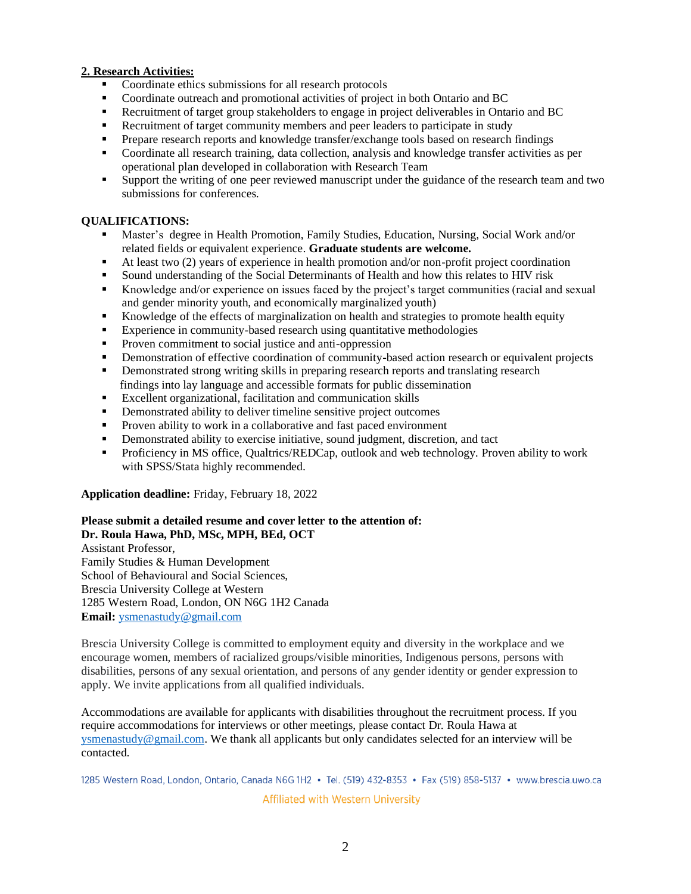**2. Research Activities:**

- Coordinate ethics submissions for all research protocols
- Coordinate outreach and promotional activities of project in both Ontario and BC
- Recruitment of target group stakeholders to engage in project deliverables in Ontario and BC
- Recruitment of target community members and peer leaders to participate in study
- Prepare research reports and knowledge transfer/exchange tools based on research findings
- Coordinate all research training, data collection, analysis and knowledge transfer activities as per operational plan developed in collaboration with Research Team
- Support the writing of one peer reviewed manuscript under the guidance of the research team and two submissions for conferences.

**QUALIFICATIONS:**

- Master's degree in Health Promotion, Family Studies, Education, Nursing, Social Work and/or related fields or equivalent experience. **Graduate students are welcome.**
- At least two (2) years of experience in health promotion and/or non-profit project coordination
- Sound understanding of the Social Determinants of Health and how this relates to HIV risk
- Knowledge and/or experience on issues faced by the project's target communities (racial and sexual and gender minority youth, and economically marginalized youth)
- Knowledge of the effects of marginalization on health and strategies to promote health equity
- Experience in community-based research using quantitative methodologies
- Proven commitment to social justice and anti-oppression
- Demonstration of effective coordination of community-based action research or equivalent projects
- Demonstrated strong writing skills in preparing research reports and translating research findings into lay language and accessible formats for public dissemination
- Excellent organizational, facilitation and communication skills
- Demonstrated ability to deliver timeline sensitive project outcomes
- Proven ability to work in a collaborative and fast paced environment
- Demonstrated ability to exercise initiative, sound judgment, discretion, and tact
- Proficiency in MS office, Qualtrics/REDCap, outlook and web technology. Proven ability to work with SPSS/Stata highly recommended.

**Application deadline:** Friday, February 18, 2022

**Please submit a detailed resume and cover letter to the attention of:**
**Dr. Roula Hawa, PhD, MSc, MPH, BEd, OCT**
Assistant Professor,
Family Studies & Human Development
School of Behavioural and Social Sciences,
Brescia University College at Western
1285 Western Road, London, ON N6G 1H2 Canada
**Email:** ysmenastudy@gmail.com

Brescia University College is committed to employment equity and diversity in the workplace and we encourage women, members of racialized groups/visible minorities, Indigenous persons, persons with disabilities, persons of any sexual orientation, and persons of any gender identity or gender expression to apply. We invite applications from all qualified individuals.

Accommodations are available for applicants with disabilities throughout the recruitment process. If you require accommodations for interviews or other meetings, please contact Dr. Roula Hawa at ysmenastudy@gmail.com. We thank all applicants but only candidates selected for an interview will be contacted.